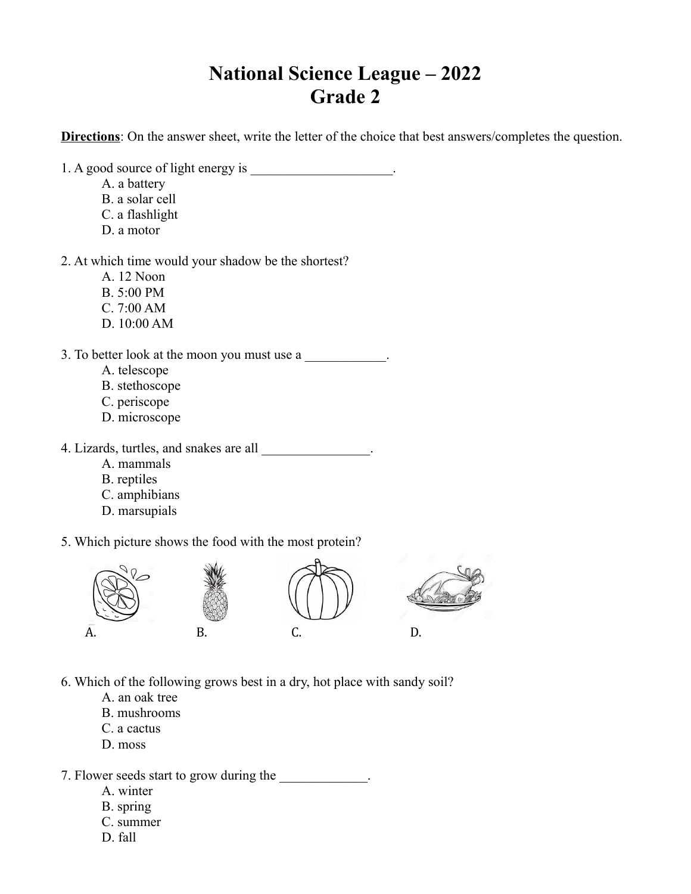# National Science League – 2022
# Grade 2

**Directions**: On the answer sheet, write the letter of the choice that best answers/completes the question.

1. A good source of light energy is _____________________.
   - A. a battery
   - B. a solar cell
   - C. a flashlight
   - D. a motor

2. At which time would your shadow be the shortest?
   - A. 12 Noon
   - B. 5:00 PM
   - C. 7:00 AM
   - D. 10:00 AM

3. To better look at the moon you must use a ____________.
   - A. telescope
   - B. stethoscope
   - C. periscope
   - D. microscope

4. Lizards, turtles, and snakes are all ________________.
   - A. mammals
   - B. reptiles
   - C. amphibians
   - D. marsupials

5. Which picture shows the food with the most protein?

   A. B. C. D.

6. Which of the following grows best in a dry, hot place with sandy soil?
   - A. an oak tree
   - B. mushrooms
   - C. a cactus
   - D. moss

7. Flower seeds start to grow during the _____________.
   - A. winter
   - B. spring
   - C. summer
   - D. fall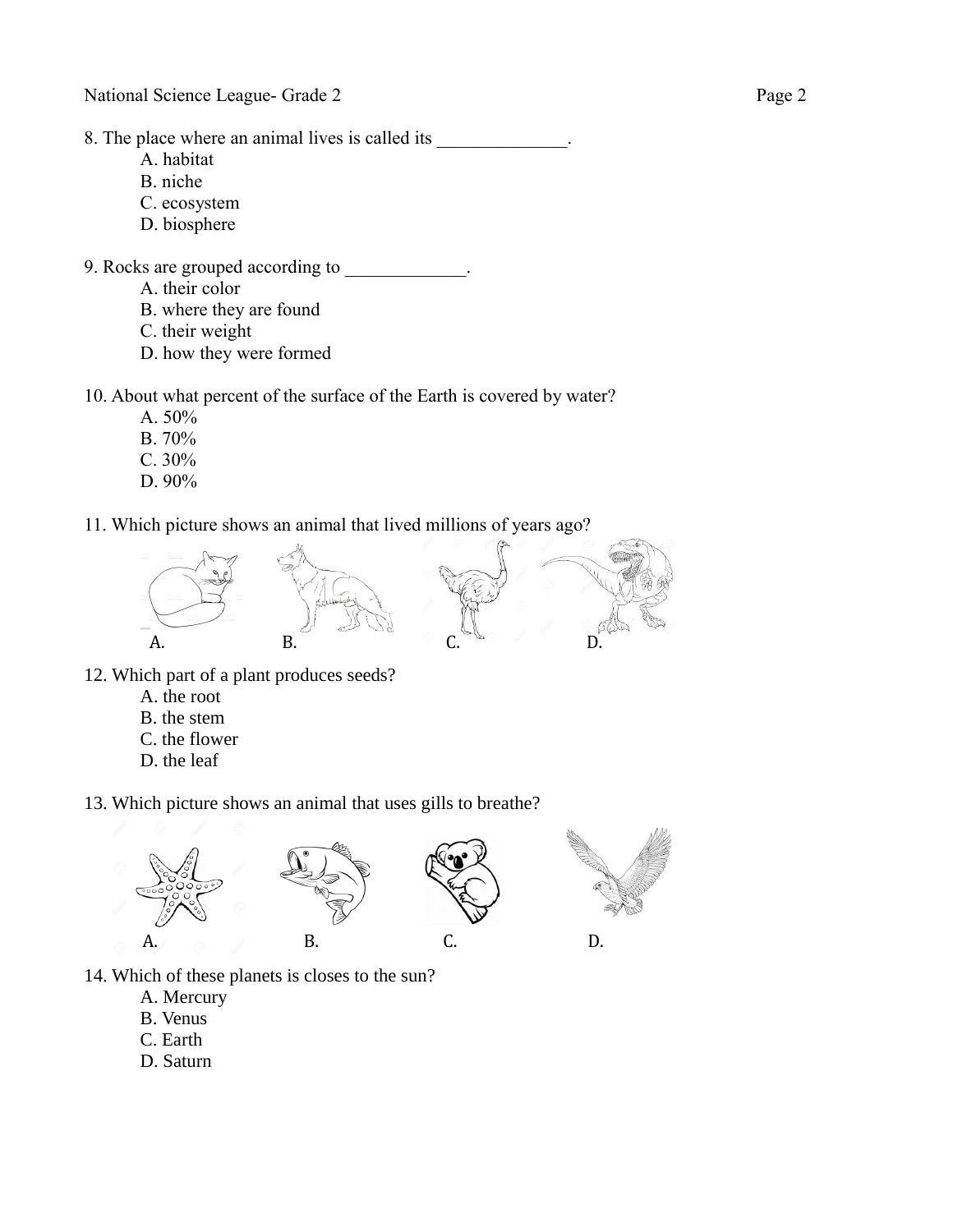8. The place where an animal lives is called its ______________.

   A. habitat
   B. niche
   C. ecosystem
   D. biosphere

9. Rocks are grouped according to _____________.

   A. their color
   B. where they are found
   C. their weight
   D. how they were formed

10. About what percent of the surface of the Earth is covered by water?

   A. 50%
   B. 70%
   C. 30%
   D. 90%

11. Which picture shows an animal that lived millions of years ago?

   A. B. C. D.

12. Which part of a plant produces seeds?

   A. the root
   B. the stem
   C. the flower
   D. the leaf

13. Which picture shows an animal that uses gills to breathe?

   A. B. C. D.

14. Which of these planets is closes to the sun?

   A. Mercury
   B. Venus
   C. Earth
   D. Saturn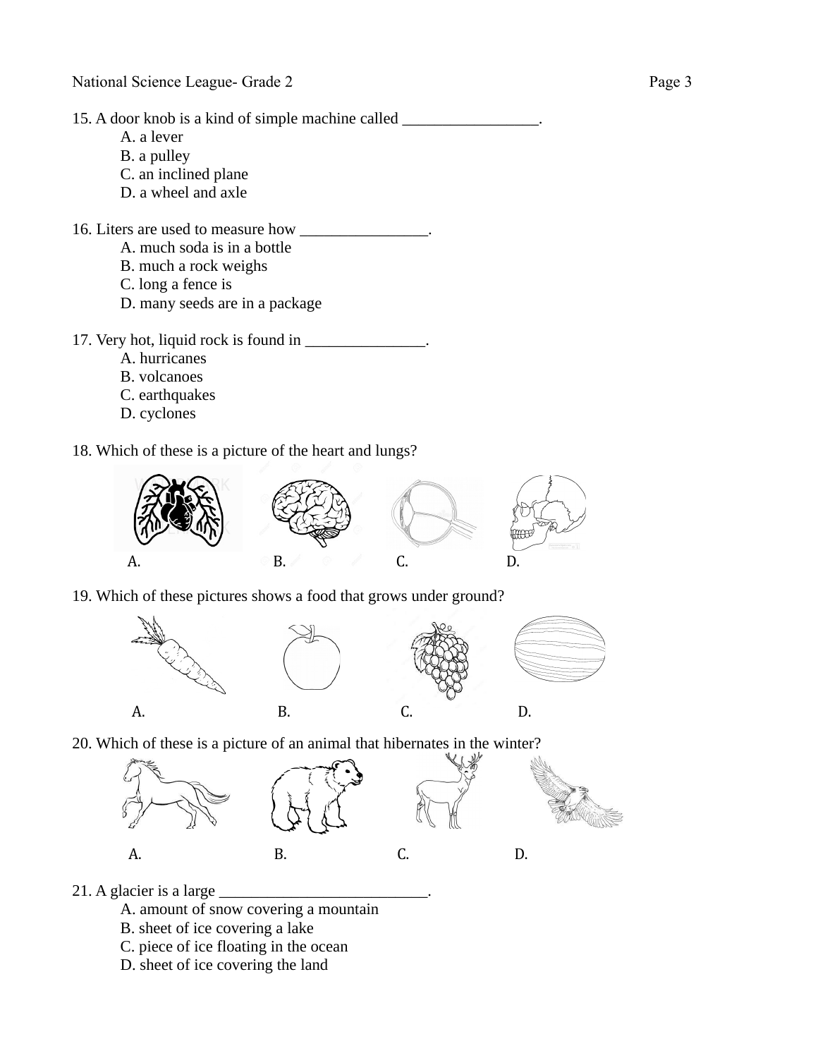15. A door knob is a kind of simple machine called _________________.

A. a lever
B. a pulley
C. an inclined plane
D. a wheel and axle

16. Liters are used to measure how ________________.

A. much soda is in a bottle
B. much a rock weighs
C. long a fence is
D. many seeds are in a package

17. Very hot, liquid rock is found in _______________.

A. hurricanes
B. volcanoes
C. earthquakes
D. cyclones

18. Which of these is a picture of the heart and lungs?

A. B. C. D.

19. Which of these pictures shows a food that grows under ground?

A. B. C. D.

20. Which of these is a picture of an animal that hibernates in the winter?

A. B. C. D.

21. A glacier is a large __________________________.

A. amount of snow covering a mountain
B. sheet of ice covering a lake
C. piece of ice floating in the ocean
D. sheet of ice covering the land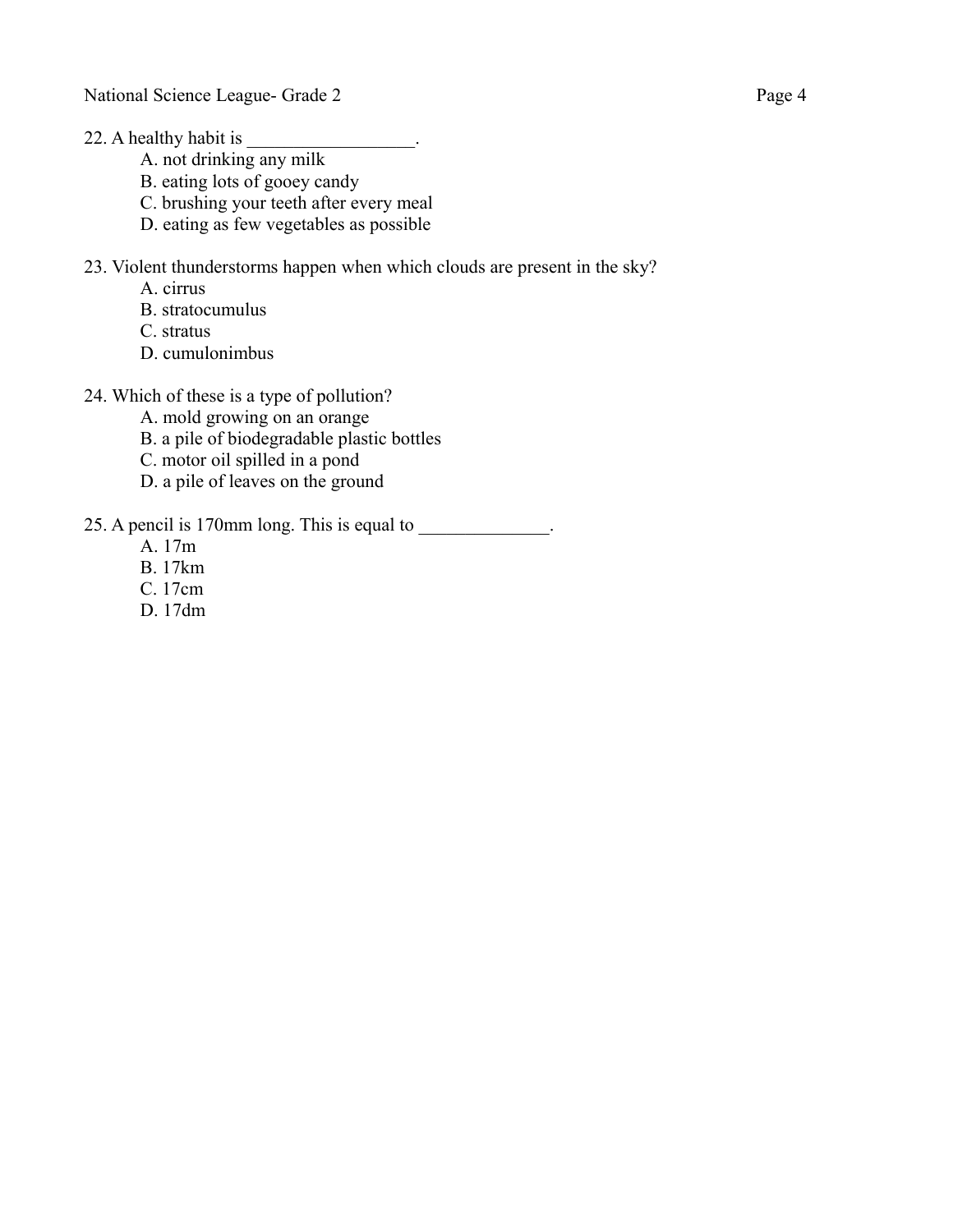22. A healthy habit is _________________.
    A. not drinking any milk
    B. eating lots of gooey candy
    C. brushing your teeth after every meal
    D. eating as few vegetables as possible

23. Violent thunderstorms happen when which clouds are present in the sky?
    A. cirrus
    B. stratocumulus
    C. stratus
    D. cumulonimbus

24. Which of these is a type of pollution?
    A. mold growing on an orange
    B. a pile of biodegradable plastic bottles
    C. motor oil spilled in a pond
    D. a pile of leaves on the ground

25. A pencil is 170mm long. This is equal to ______________.
    A. 17m
    B. 17km
    C. 17cm
    D. 17dm